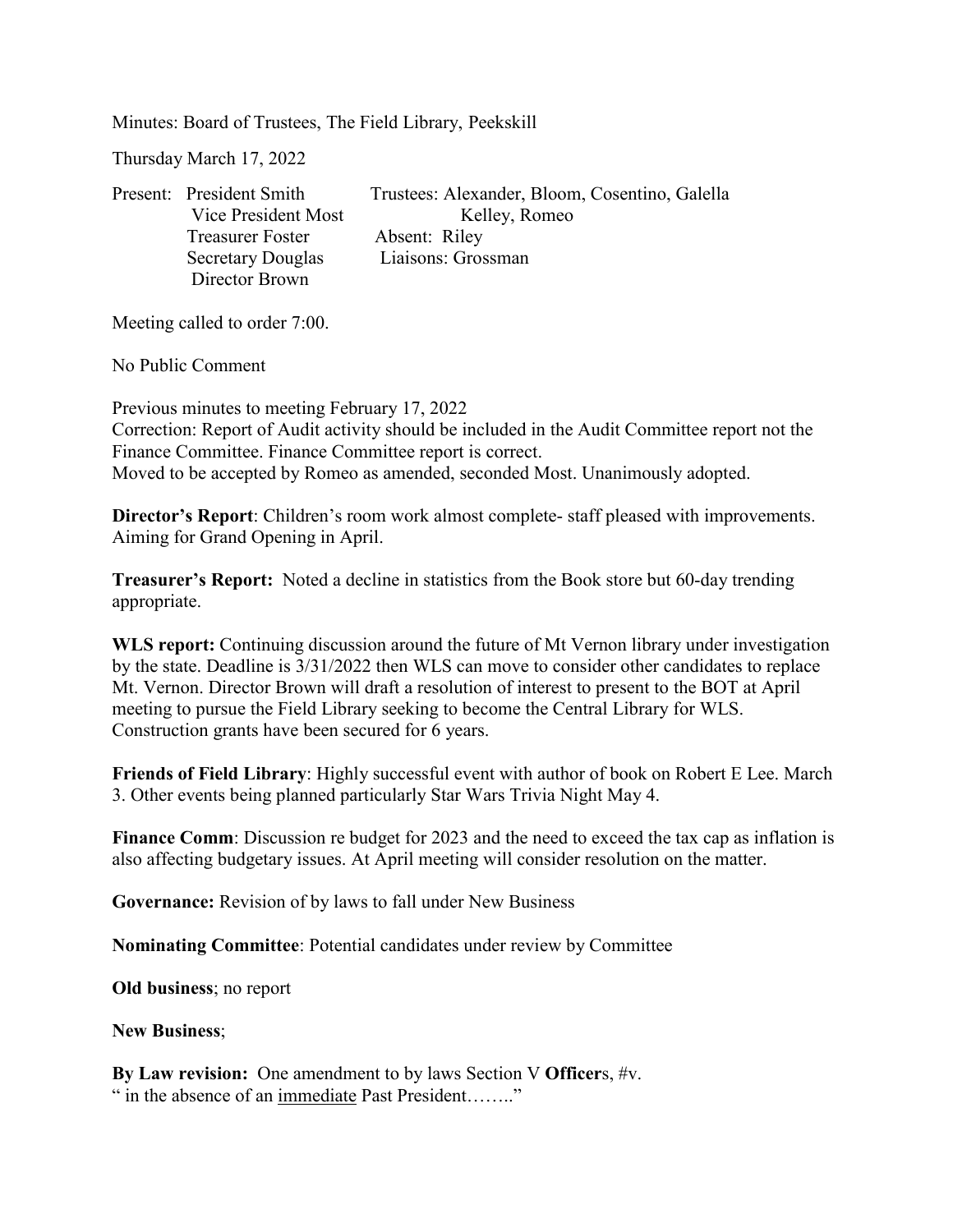Minutes: Board of Trustees, The Field Library, Peekskill

Thursday March 17, 2022

| Present: | President Smith | Trustees: Alexander, Bloom, Cosentino, Galella |
| --- | --- | --- |
| | Vice President Most | Kelley, Romeo |
| | Treasurer Foster | Absent: Riley |
| | Secretary Douglas | Liaisons: Grossman |
| | Director Brown | |

Meeting called to order 7:00.

No Public Comment

Previous minutes to meeting February 17, 2022
Correction: Report of Audit activity should be included in the Audit Committee report not the Finance Committee. Finance Committee report is correct.
Moved to be accepted by Romeo as amended, seconded Most. Unanimously adopted.

**Director's Report**: Children's room work almost complete- staff pleased with improvements. Aiming for Grand Opening in April.

**Treasurer's Report:** Noted a decline in statistics from the Book store but 60-day trending appropriate.

**WLS report:** Continuing discussion around the future of Mt Vernon library under investigation by the state. Deadline is 3/31/2022 then WLS can move to consider other candidates to replace Mt. Vernon. Director Brown will draft a resolution of interest to present to the BOT at April meeting to pursue the Field Library seeking to become the Central Library for WLS. Construction grants have been secured for 6 years.

**Friends of Field Library**: Highly successful event with author of book on Robert E Lee. March 3. Other events being planned particularly Star Wars Trivia Night May 4.

**Finance Comm**: Discussion re budget for 2023 and the need to exceed the tax cap as inflation is also affecting budgetary issues. At April meeting will consider resolution on the matter.

**Governance:** Revision of by laws to fall under New Business

**Nominating Committee**: Potential candidates under review by Committee

**Old business**; no report

**New Business**;

**By Law revision:** One amendment to by laws Section V **Officer**s, #v.
" in the absence of an <u>immediate</u> Past President…….."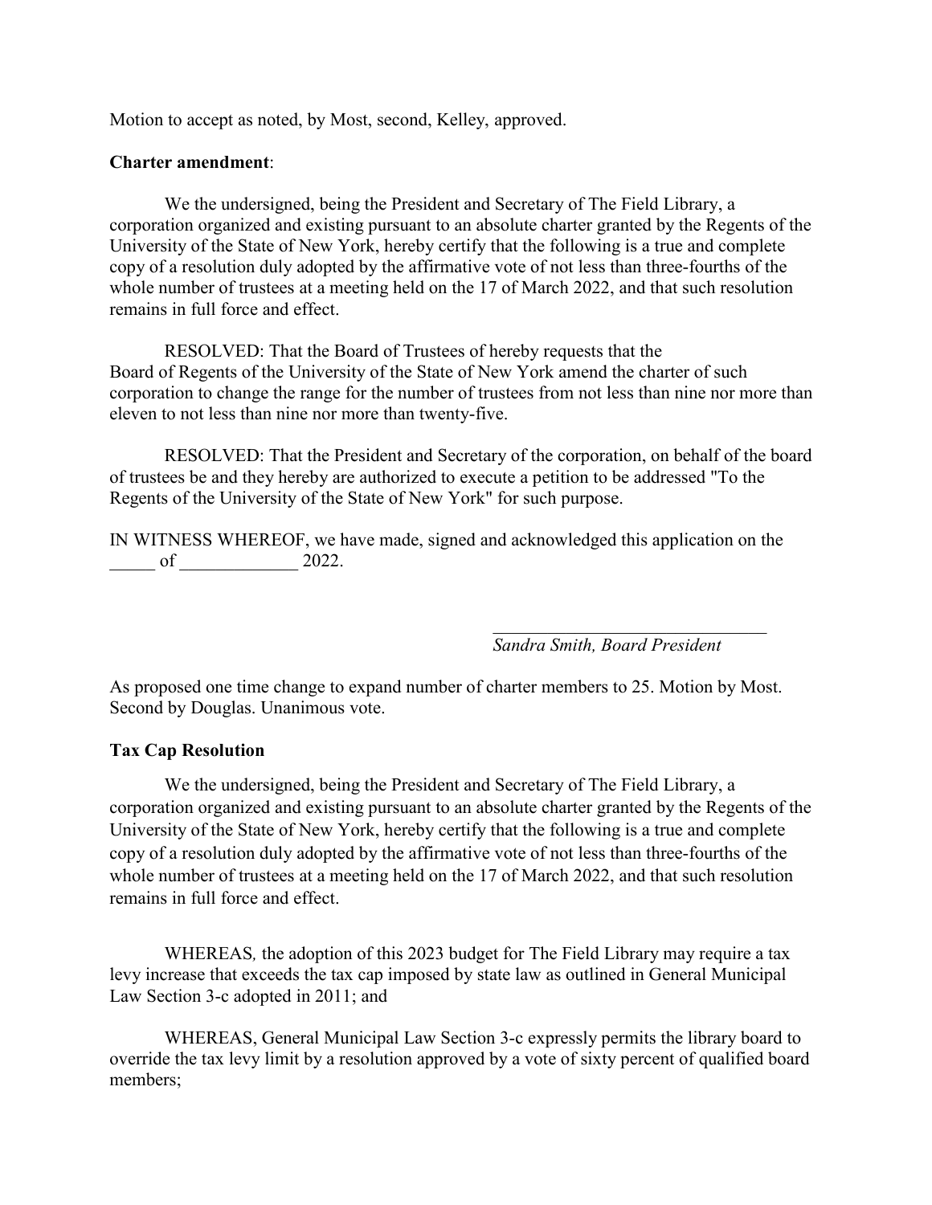Motion to accept as noted, by Most, second, Kelley, approved.

**Charter amendment**:

We the undersigned, being the President and Secretary of The Field Library, a corporation organized and existing pursuant to an absolute charter granted by the Regents of the University of the State of New York, hereby certify that the following is a true and complete copy of a resolution duly adopted by the affirmative vote of not less than three-fourths of the whole number of trustees at a meeting held on the 17 of March 2022, and that such resolution remains in full force and effect.

RESOLVED: That the Board of Trustees of hereby requests that the Board of Regents of the University of the State of New York amend the charter of such corporation to change the range for the number of trustees from not less than nine nor more than eleven to not less than nine nor more than twenty-five.

RESOLVED: That the President and Secretary of the corporation, on behalf of the board of trustees be and they hereby are authorized to execute a petition to be addressed "To the Regents of the University of the State of New York" for such purpose.

IN WITNESS WHEREOF, we have made, signed and acknowledged this application on the _____ of _____________ 2022.

_______________________________
*Sandra Smith, Board President*

As proposed one time change to expand number of charter members to 25. Motion by Most. Second by Douglas. Unanimous vote.

**Tax Cap Resolution**

We the undersigned, being the President and Secretary of The Field Library, a corporation organized and existing pursuant to an absolute charter granted by the Regents of the University of the State of New York, hereby certify that the following is a true and complete copy of a resolution duly adopted by the affirmative vote of not less than three-fourths of the whole number of trustees at a meeting held on the 17 of March 2022, and that such resolution remains in full force and effect.

WHEREAS*,* the adoption of this 2023 budget for The Field Library may require a tax levy increase that exceeds the tax cap imposed by state law as outlined in General Municipal Law Section 3-c adopted in 2011; and

WHEREAS, General Municipal Law Section 3-c expressly permits the library board to override the tax levy limit by a resolution approved by a vote of sixty percent of qualified board members;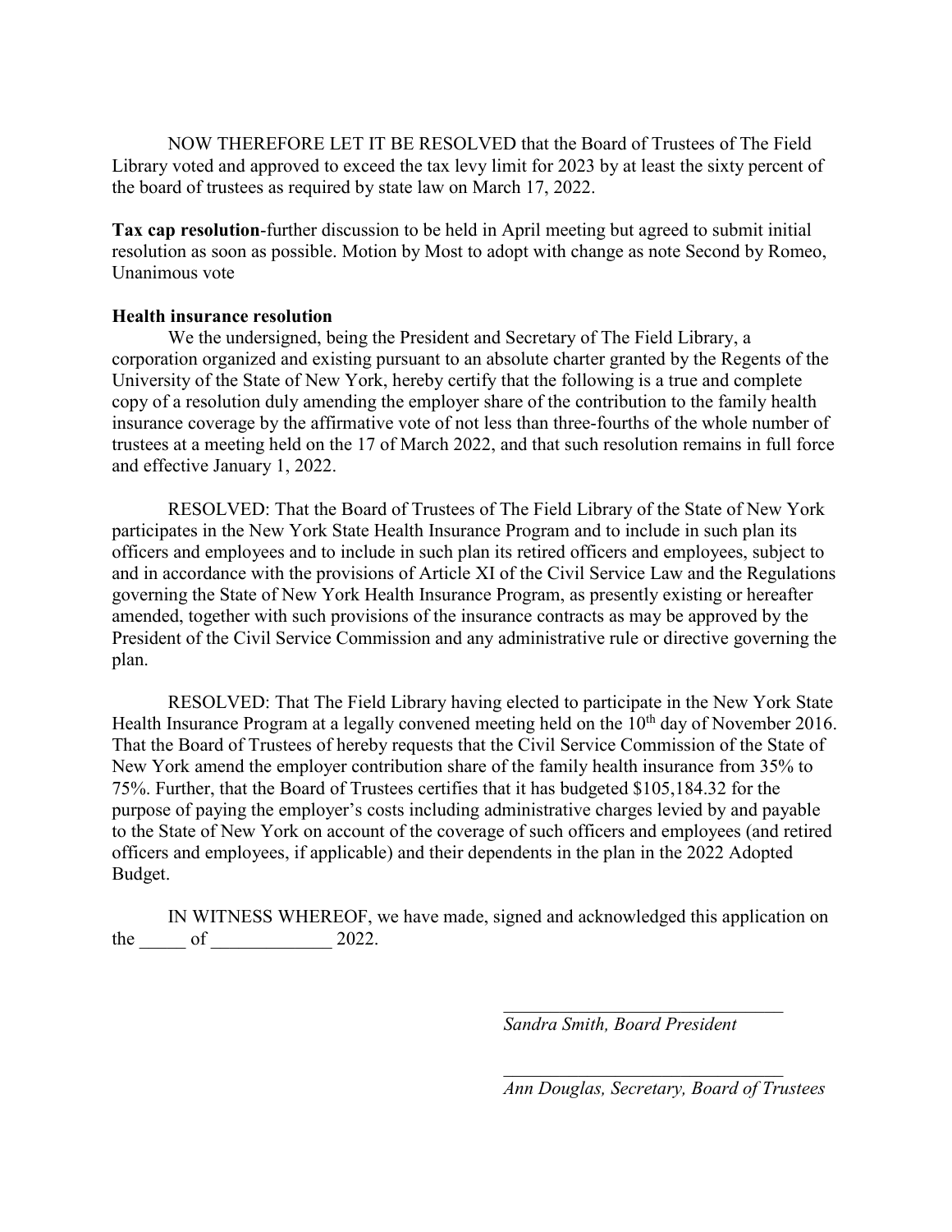NOW THEREFORE LET IT BE RESOLVED that the Board of Trustees of The Field Library voted and approved to exceed the tax levy limit for 2023 by at least the sixty percent of the board of trustees as required by state law on March 17, 2022.

**Tax cap resolution**-further discussion to be held in April meeting but agreed to submit initial resolution as soon as possible. Motion by Most to adopt with change as note Second by Romeo, Unanimous vote

**Health insurance resolution**

We the undersigned, being the President and Secretary of The Field Library, a corporation organized and existing pursuant to an absolute charter granted by the Regents of the University of the State of New York, hereby certify that the following is a true and complete copy of a resolution duly amending the employer share of the contribution to the family health insurance coverage by the affirmative vote of not less than three-fourths of the whole number of trustees at a meeting held on the 17 of March 2022, and that such resolution remains in full force and effective January 1, 2022.

RESOLVED: That the Board of Trustees of The Field Library of the State of New York participates in the New York State Health Insurance Program and to include in such plan its officers and employees and to include in such plan its retired officers and employees, subject to and in accordance with the provisions of Article XI of the Civil Service Law and the Regulations governing the State of New York Health Insurance Program, as presently existing or hereafter amended, together with such provisions of the insurance contracts as may be approved by the President of the Civil Service Commission and any administrative rule or directive governing the plan.

RESOLVED: That The Field Library having elected to participate in the New York State Health Insurance Program at a legally convened meeting held on the 10th day of November 2016. That the Board of Trustees of hereby requests that the Civil Service Commission of the State of New York amend the employer contribution share of the family health insurance from 35% to 75%. Further, that the Board of Trustees certifies that it has budgeted $105,184.32 for the purpose of paying the employer's costs including administrative charges levied by and payable to the State of New York on account of the coverage of such officers and employees (and retired officers and employees, if applicable) and their dependents in the plan in the 2022 Adopted Budget.

IN WITNESS WHEREOF, we have made, signed and acknowledged this application on the _____ of _____________ 2022.

_______________________________
*Sandra Smith, Board President*

_______________________________
*Ann Douglas, Secretary, Board of Trustees*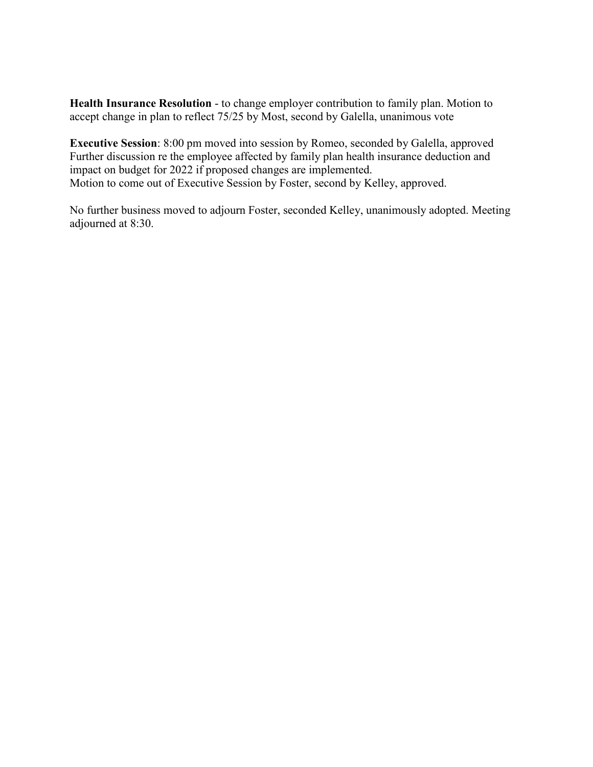**Health Insurance Resolution** - to change employer contribution to family plan. Motion to accept change in plan to reflect 75/25 by Most, second by Galella, unanimous vote

**Executive Session**: 8:00 pm moved into session by Romeo, seconded by Galella, approved
Further discussion re the employee affected by family plan health insurance deduction and impact on budget for 2022 if proposed changes are implemented.
Motion to come out of Executive Session by Foster, second by Kelley, approved.

No further business moved to adjourn Foster, seconded Kelley, unanimously adopted. Meeting adjourned at 8:30.